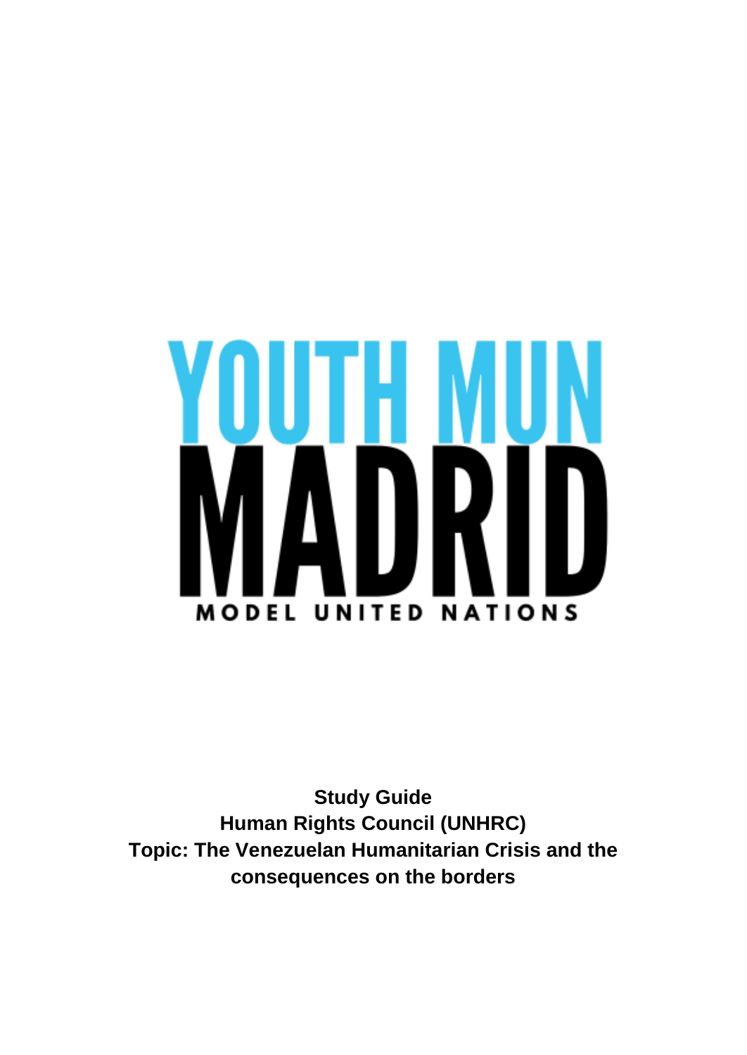# YOUTH MUN MADRID

MODEL UNITED NATIONS

**Study Guide**
**Human Rights Council (UNHRC)**
**Topic: The Venezuelan Humanitarian Crisis and the consequences on the borders**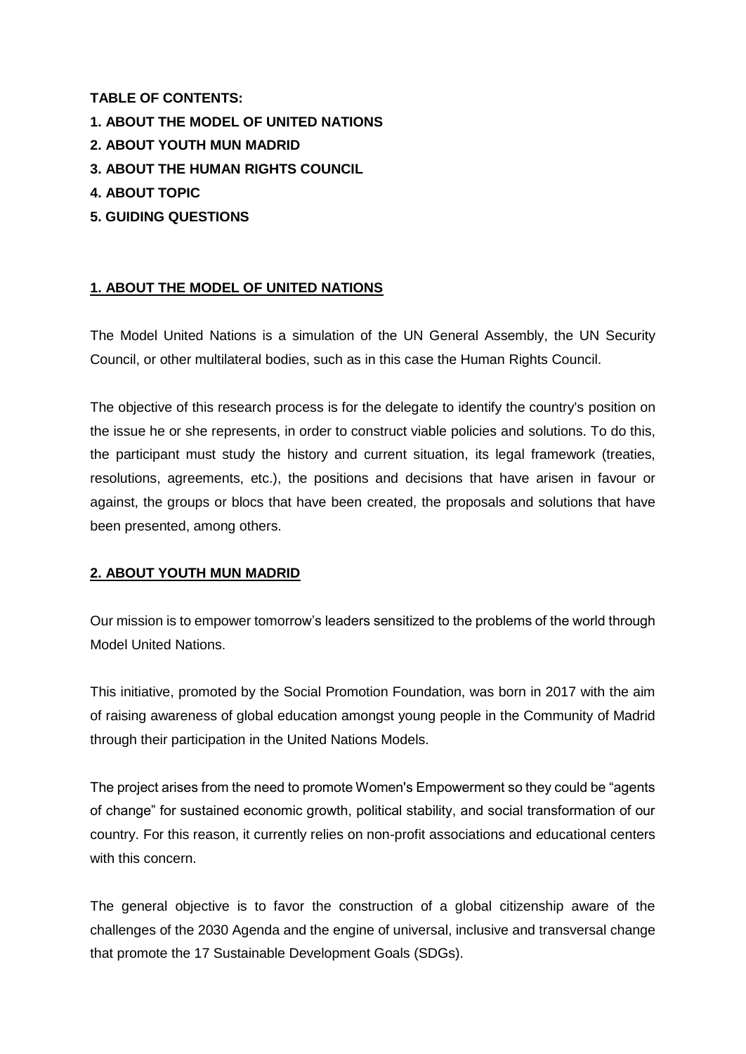**TABLE OF CONTENTS:**

**1. ABOUT THE MODEL OF UNITED NATIONS**

**2. ABOUT YOUTH MUN MADRID**

**3. ABOUT THE HUMAN RIGHTS COUNCIL**

**4. ABOUT TOPIC**

**5. GUIDING QUESTIONS**

## 1. ABOUT THE MODEL OF UNITED NATIONS

The Model United Nations is a simulation of the UN General Assembly, the UN Security Council, or other multilateral bodies, such as in this case the Human Rights Council.

The objective of this research process is for the delegate to identify the country's position on the issue he or she represents, in order to construct viable policies and solutions. To do this, the participant must study the history and current situation, its legal framework (treaties, resolutions, agreements, etc.), the positions and decisions that have arisen in favour or against, the groups or blocs that have been created, the proposals and solutions that have been presented, among others.

## 2. ABOUT YOUTH MUN MADRID

Our mission is to empower tomorrow's leaders sensitized to the problems of the world through Model United Nations.

This initiative, promoted by the Social Promotion Foundation, was born in 2017 with the aim of raising awareness of global education amongst young people in the Community of Madrid through their participation in the United Nations Models.

The project arises from the need to promote Women's Empowerment so they could be "agents of change" for sustained economic growth, political stability, and social transformation of our country. For this reason, it currently relies on non-profit associations and educational centers with this concern.

The general objective is to favor the construction of a global citizenship aware of the challenges of the 2030 Agenda and the engine of universal, inclusive and transversal change that promote the 17 Sustainable Development Goals (SDGs).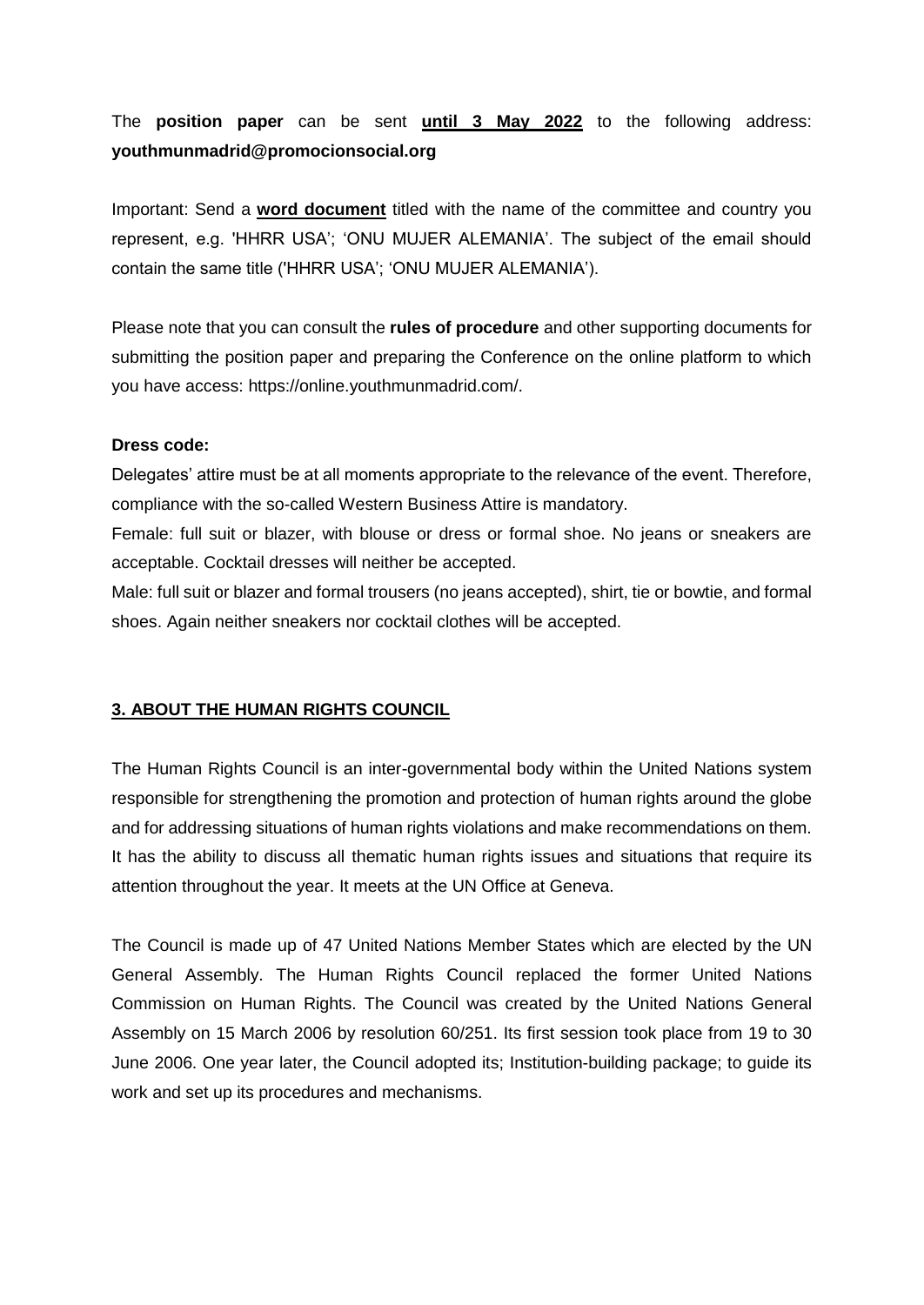The **position paper** can be sent **until 3 May 2022** to the following address: **youthmunmadrid@promocionsocial.org**

Important: Send a **word document** titled with the name of the committee and country you represent, e.g. 'HHRR USA'; 'ONU MUJER ALEMANIA'. The subject of the email should contain the same title ('HHRR USA'; 'ONU MUJER ALEMANIA').

Please note that you can consult the **rules of procedure** and other supporting documents for submitting the position paper and preparing the Conference on the online platform to which you have access: https://online.youthmunmadrid.com/.

**Dress code:**

Delegates' attire must be at all moments appropriate to the relevance of the event. Therefore, compliance with the so-called Western Business Attire is mandatory.

Female: full suit or blazer, with blouse or dress or formal shoe. No jeans or sneakers are acceptable. Cocktail dresses will neither be accepted.

Male: full suit or blazer and formal trousers (no jeans accepted), shirt, tie or bowtie, and formal shoes. Again neither sneakers nor cocktail clothes will be accepted.

## 3. ABOUT THE HUMAN RIGHTS COUNCIL

The Human Rights Council is an inter-governmental body within the United Nations system responsible for strengthening the promotion and protection of human rights around the globe and for addressing situations of human rights violations and make recommendations on them. It has the ability to discuss all thematic human rights issues and situations that require its attention throughout the year. It meets at the UN Office at Geneva.

The Council is made up of 47 United Nations Member States which are elected by the UN General Assembly. The Human Rights Council replaced the former United Nations Commission on Human Rights. The Council was created by the United Nations General Assembly on 15 March 2006 by resolution 60/251. Its first session took place from 19 to 30 June 2006. One year later, the Council adopted its; Institution-building package; to guide its work and set up its procedures and mechanisms.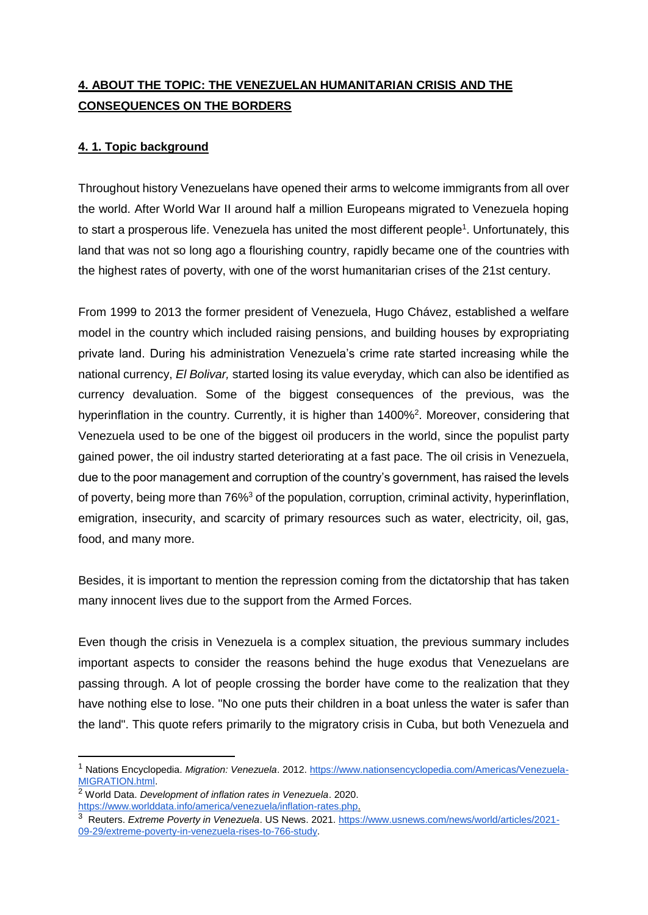## 4. ABOUT THE TOPIC: THE VENEZUELAN HUMANITARIAN CRISIS AND THE CONSEQUENCES ON THE BORDERS

### 4. 1. Topic background

Throughout history Venezuelans have opened their arms to welcome immigrants from all over the world. After World War II around half a million Europeans migrated to Venezuela hoping to start a prosperous life. Venezuela has united the most different people[1]. Unfortunately, this land that was not so long ago a flourishing country, rapidly became one of the countries with the highest rates of poverty, with one of the worst humanitarian crises of the 21st century.

From 1999 to 2013 the former president of Venezuela, Hugo Chávez, established a welfare model in the country which included raising pensions, and building houses by expropriating private land. During his administration Venezuela's crime rate started increasing while the national currency, *El Bolivar,* started losing its value everyday, which can also be identified as currency devaluation. Some of the biggest consequences of the previous, was the hyperinflation in the country. Currently, it is higher than 1400%[2]. Moreover, considering that Venezuela used to be one of the biggest oil producers in the world, since the populist party gained power, the oil industry started deteriorating at a fast pace. The oil crisis in Venezuela, due to the poor management and corruption of the country's government, has raised the levels of poverty, being more than 76%[3] of the population, corruption, criminal activity, hyperinflation, emigration, insecurity, and scarcity of primary resources such as water, electricity, oil, gas, food, and many more.

Besides, it is important to mention the repression coming from the dictatorship that has taken many innocent lives due to the support from the Armed Forces.

Even though the crisis in Venezuela is a complex situation, the previous summary includes important aspects to consider the reasons behind the huge exodus that Venezuelans are passing through. A lot of people crossing the border have come to the realization that they have nothing else to lose. "No one puts their children in a boat unless the water is safer than the land". This quote refers primarily to the migratory crisis in Cuba, but both Venezuela and

---

[1] Nations Encyclopedia. *Migration: Venezuela*. 2012. https://www.nationsencyclopedia.com/Americas/Venezuela-MIGRATION.html.

[2] World Data. *Development of inflation rates in Venezuela*. 2020. https://www.worlddata.info/america/venezuela/inflation-rates.php.

[3] Reuters. *Extreme Poverty in Venezuela*. US News. 2021. https://www.usnews.com/news/world/articles/2021-09-29/extreme-poverty-in-venezuela-rises-to-766-study.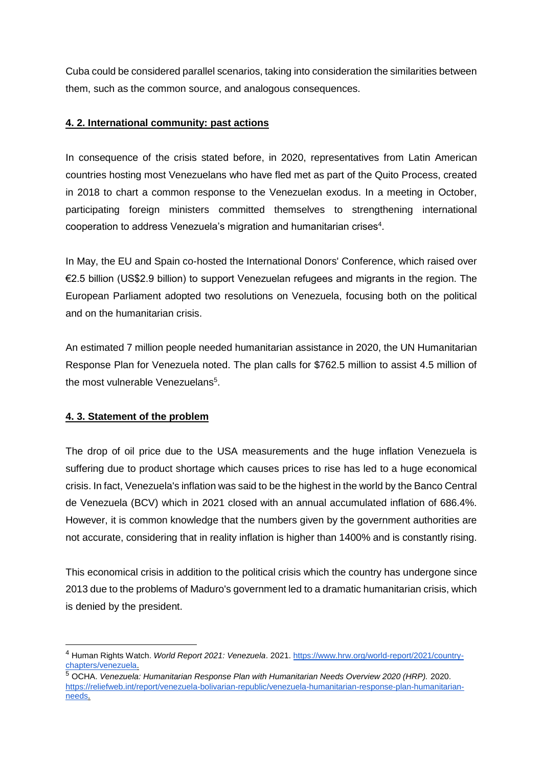Cuba could be considered parallel scenarios, taking into consideration the similarities between them, such as the common source, and analogous consequences.

## **4. 2. International community: past actions**

In consequence of the crisis stated before, in 2020, representatives from Latin American countries hosting most Venezuelans who have fled met as part of the Quito Process, created in 2018 to chart a common response to the Venezuelan exodus. In a meeting in October, participating foreign ministers committed themselves to strengthening international cooperation to address Venezuela's migration and humanitarian crises[4].

In May, the EU and Spain co-hosted the International Donors' Conference, which raised over €2.5 billion (US$2.9 billion) to support Venezuelan refugees and migrants in the region. The European Parliament adopted two resolutions on Venezuela, focusing both on the political and on the humanitarian crisis.

An estimated 7 million people needed humanitarian assistance in 2020, the UN Humanitarian Response Plan for Venezuela noted. The plan calls for $762.5 million to assist 4.5 million of the most vulnerable Venezuelans[5].

## **4. 3. Statement of the problem**

The drop of oil price due to the USA measurements and the huge inflation Venezuela is suffering due to product shortage which causes prices to rise has led to a huge economical crisis. In fact, Venezuela's inflation was said to be the highest in the world by the Banco Central de Venezuela (BCV) which in 2021 closed with an annual accumulated inflation of 686.4%. However, it is common knowledge that the numbers given by the government authorities are not accurate, considering that in reality inflation is higher than 1400% and is constantly rising.

This economical crisis in addition to the political crisis which the country has undergone since 2013 due to the problems of Maduro's government led to a dramatic humanitarian crisis, which is denied by the president.

---

[4] Human Rights Watch. *World Report 2021: Venezuela*. 2021. https://www.hrw.org/world-report/2021/country-chapters/venezuela.

[5] OCHA. *Venezuela: Humanitarian Response Plan with Humanitarian Needs Overview 2020 (HRP).* 2020. https://reliefweb.int/report/venezuela-bolivarian-republic/venezuela-humanitarian-response-plan-humanitarian-needs.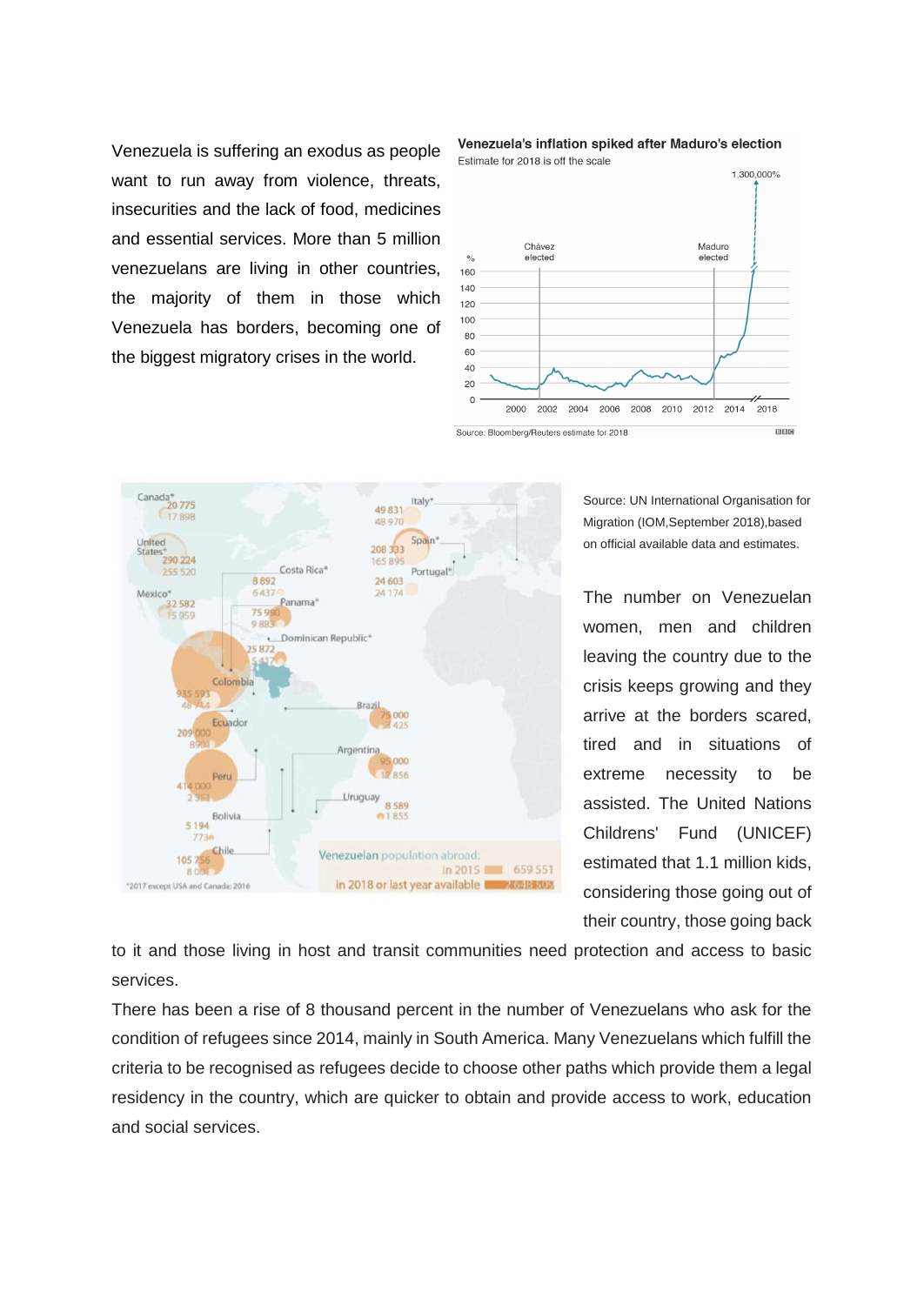Venezuela is suffering an exodus as people want to run away from violence, threats, insecurities and the lack of food, medicines and essential services. More than 5 million venezuelans are living in other countries, the majority of them in those which Venezuela has borders, becoming one of the biggest migratory crises in the world.

**Venezuela's inflation spiked after Maduro's election**

Estimate for 2018 is off the scale

Source: Bloomberg/Reuters estimate for 2018

Source: UN International Organisation for Migration (IOM,September 2018),based on official available data and estimates.

The number on Venezuelan women, men and children leaving the country due to the crisis keeps growing and they arrive at the borders scared, tired and in situations of extreme necessity to be assisted. The United Nations Childrens' Fund (UNICEF) estimated that 1.1 million kids, considering those going out of their country, those going back to it and those living in host and transit communities need protection and access to basic services.

There has been a rise of 8 thousand percent in the number of Venezuelans who ask for the condition of refugees since 2014, mainly in South America. Many Venezuelans which fulfill the criteria to be recognised as refugees decide to choose other paths which provide them a legal residency in the country, which are quicker to obtain and provide access to work, education and social services.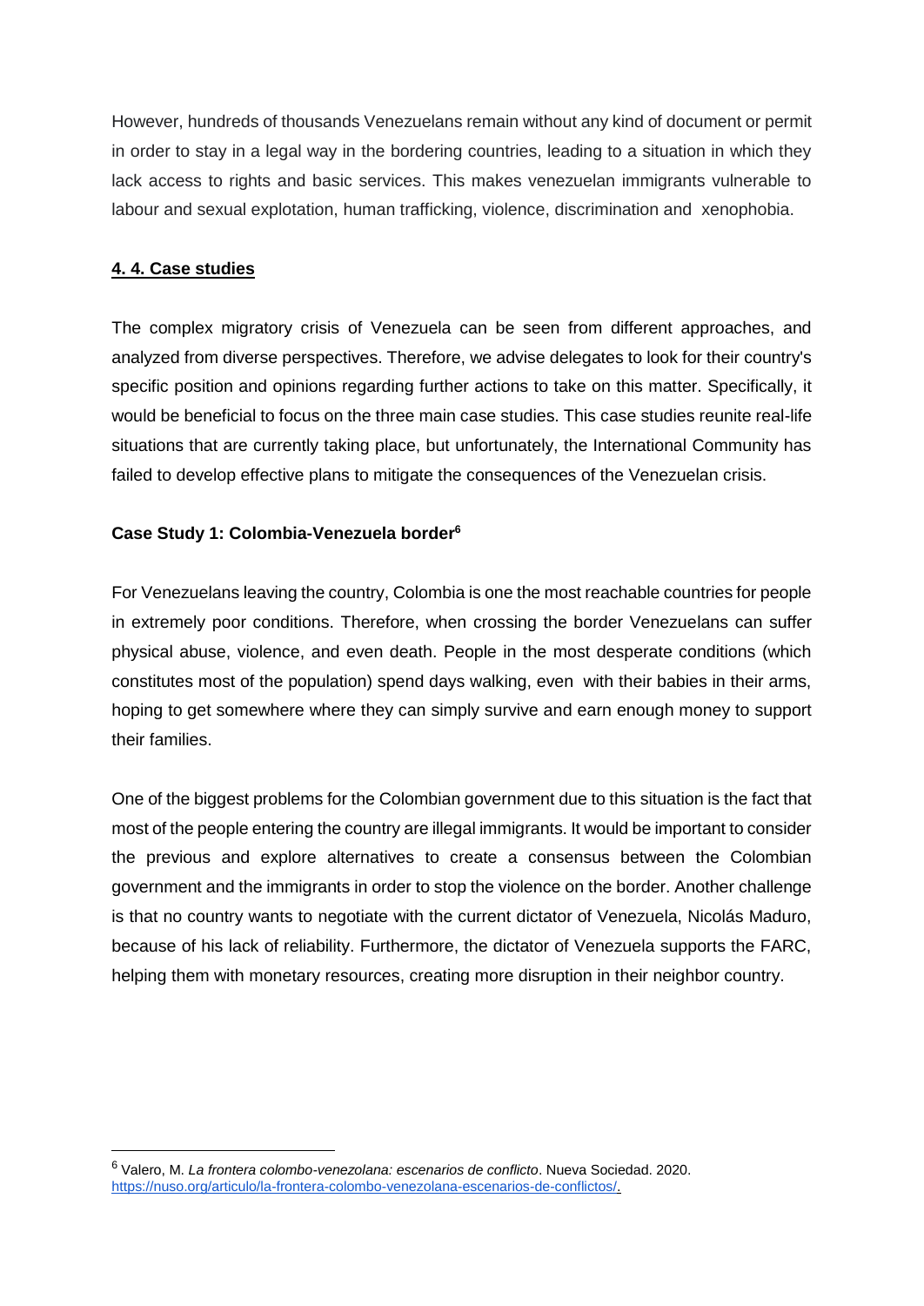However, hundreds of thousands Venezuelans remain without any kind of document or permit in order to stay in a legal way in the bordering countries, leading to a situation in which they lack access to rights and basic services. This makes venezuelan immigrants vulnerable to labour and sexual explotation, human trafficking, violence, discrimination and xenophobia.

## 4. 4. Case studies

The complex migratory crisis of Venezuela can be seen from different approaches, and analyzed from diverse perspectives. Therefore, we advise delegates to look for their country's specific position and opinions regarding further actions to take on this matter. Specifically, it would be beneficial to focus on the three main case studies. This case studies reunite real-life situations that are currently taking place, but unfortunately, the International Community has failed to develop effective plans to mitigate the consequences of the Venezuelan crisis.

### Case Study 1: Colombia-Venezuela border[6]

For Venezuelans leaving the country, Colombia is one the most reachable countries for people in extremely poor conditions. Therefore, when crossing the border Venezuelans can suffer physical abuse, violence, and even death. People in the most desperate conditions (which constitutes most of the population) spend days walking, even with their babies in their arms, hoping to get somewhere where they can simply survive and earn enough money to support their families.

One of the biggest problems for the Colombian government due to this situation is the fact that most of the people entering the country are illegal immigrants. It would be important to consider the previous and explore alternatives to create a consensus between the Colombian government and the immigrants in order to stop the violence on the border. Another challenge is that no country wants to negotiate with the current dictator of Venezuela, Nicolás Maduro, because of his lack of reliability. Furthermore, the dictator of Venezuela supports the FARC, helping them with monetary resources, creating more disruption in their neighbor country.

---

[6] Valero, M. *La frontera colombo-venezolana: escenarios de conflicto*. Nueva Sociedad. 2020. https://nuso.org/articulo/la-frontera-colombo-venezolana-escenarios-de-conflictos/.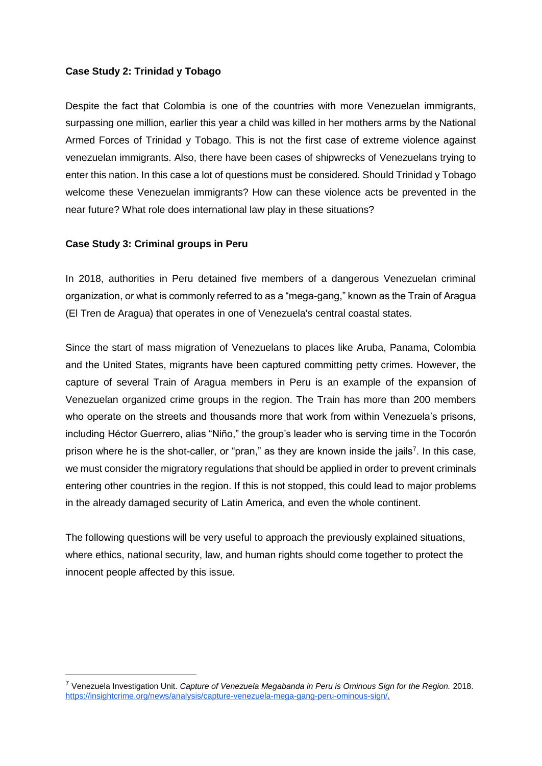**Case Study 2: Trinidad y Tobago**

Despite the fact that Colombia is one of the countries with more Venezuelan immigrants, surpassing one million, earlier this year a child was killed in her mothers arms by the National Armed Forces of Trinidad y Tobago. This is not the first case of extreme violence against venezuelan immigrants. Also, there have been cases of shipwrecks of Venezuelans trying to enter this nation. In this case a lot of questions must be considered. Should Trinidad y Tobago welcome these Venezuelan immigrants? How can these violence acts be prevented in the near future? What role does international law play in these situations?

**Case Study 3: Criminal groups in Peru**

In 2018, authorities in Peru detained five members of a dangerous Venezuelan criminal organization, or what is commonly referred to as a "mega-gang," known as the Train of Aragua (El Tren de Aragua) that operates in one of Venezuela's central coastal states.

Since the start of mass migration of Venezuelans to places like Aruba, Panama, Colombia and the United States, migrants have been captured committing petty crimes. However, the capture of several Train of Aragua members in Peru is an example of the expansion of Venezuelan organized crime groups in the region. The Train has more than 200 members who operate on the streets and thousands more that work from within Venezuela's prisons, including Héctor Guerrero, alias "Niño," the group's leader who is serving time in the Tocorón prison where he is the shot-caller, or "pran," as they are known inside the jails[7]. In this case, we must consider the migratory regulations that should be applied in order to prevent criminals entering other countries in the region. If this is not stopped, this could lead to major problems in the already damaged security of Latin America, and even the whole continent.

The following questions will be very useful to approach the previously explained situations, where ethics, national security, law, and human rights should come together to protect the innocent people affected by this issue.

---

[7] Venezuela Investigation Unit. *Capture of Venezuela Megabanda in Peru is Ominous Sign for the Region.* 2018. https://insightcrime.org/news/analysis/capture-venezuela-mega-gang-peru-ominous-sign/.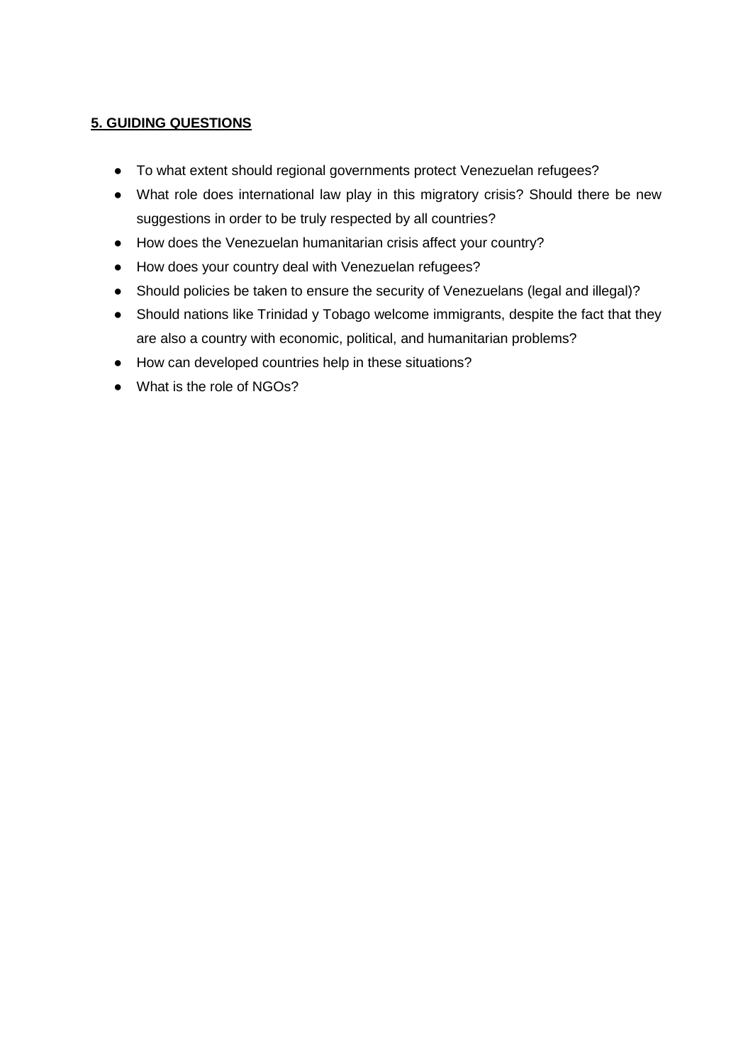## 5. GUIDING QUESTIONS

- To what extent should regional governments protect Venezuelan refugees?
- What role does international law play in this migratory crisis? Should there be new suggestions in order to be truly respected by all countries?
- How does the Venezuelan humanitarian crisis affect your country?
- How does your country deal with Venezuelan refugees?
- Should policies be taken to ensure the security of Venezuelans (legal and illegal)?
- Should nations like Trinidad y Tobago welcome immigrants, despite the fact that they are also a country with economic, political, and humanitarian problems?
- How can developed countries help in these situations?
- What is the role of NGOs?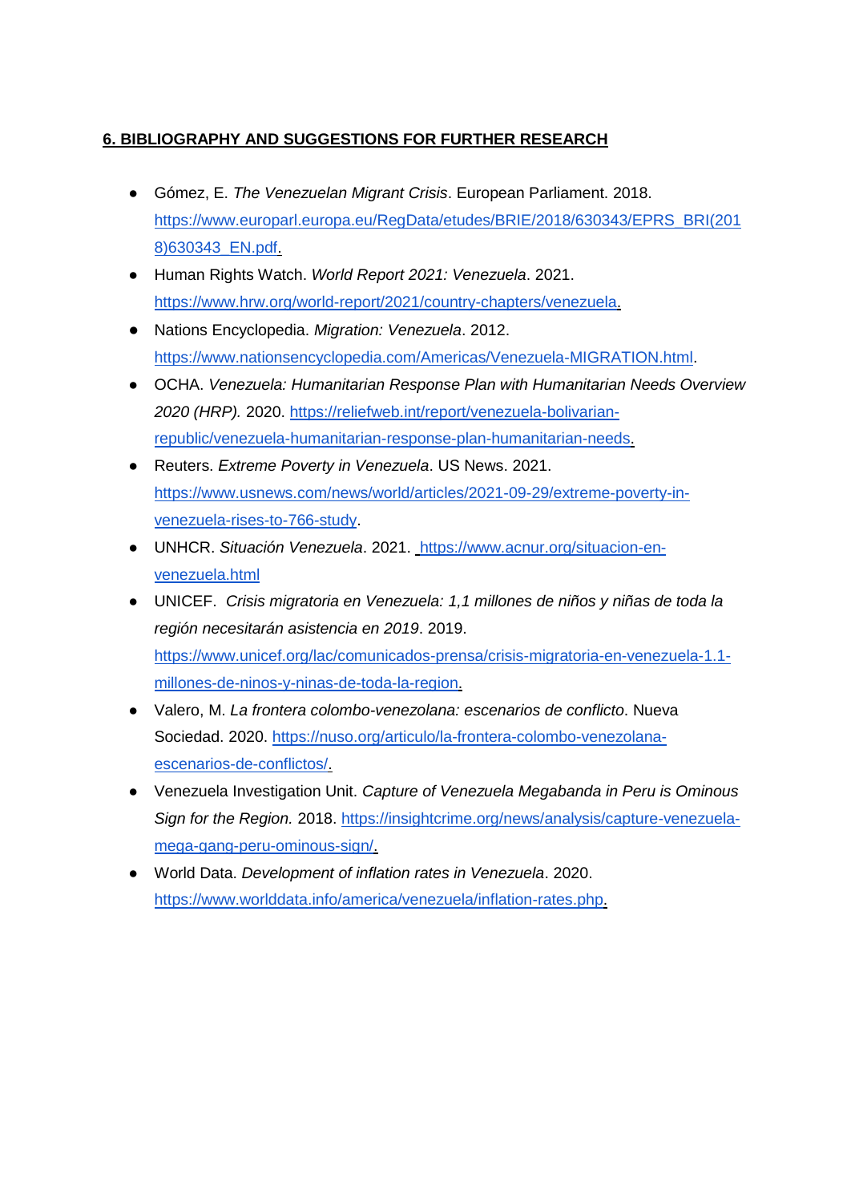## 6. BIBLIOGRAPHY AND SUGGESTIONS FOR FURTHER RESEARCH

- Gómez, E. *The Venezuelan Migrant Crisis*. European Parliament. 2018. https://www.europarl.europa.eu/RegData/etudes/BRIE/2018/630343/EPRS_BRI(2018)630343_EN.pdf.
- Human Rights Watch. *World Report 2021: Venezuela*. 2021. https://www.hrw.org/world-report/2021/country-chapters/venezuela.
- Nations Encyclopedia. *Migration: Venezuela*. 2012. https://www.nationsencyclopedia.com/Americas/Venezuela-MIGRATION.html.
- OCHA. *Venezuela: Humanitarian Response Plan with Humanitarian Needs Overview 2020 (HRP).* 2020. https://reliefweb.int/report/venezuela-bolivarian-republic/venezuela-humanitarian-response-plan-humanitarian-needs.
- Reuters. *Extreme Poverty in Venezuela*. US News. 2021. https://www.usnews.com/news/world/articles/2021-09-29/extreme-poverty-in-venezuela-rises-to-766-study.
- UNHCR. *Situación Venezuela*. 2021. https://www.acnur.org/situacion-en-venezuela.html
- UNICEF. *Crisis migratoria en Venezuela: 1,1 millones de niños y niñas de toda la región necesitarán asistencia en 2019*. 2019. https://www.unicef.org/lac/comunicados-prensa/crisis-migratoria-en-venezuela-1.1-millones-de-ninos-y-ninas-de-toda-la-region.
- Valero, M. *La frontera colombo-venezolana: escenarios de conflicto*. Nueva Sociedad. 2020. https://nuso.org/articulo/la-frontera-colombo-venezolana-escenarios-de-conflictos/.
- Venezuela Investigation Unit. *Capture of Venezuela Megabanda in Peru is Ominous Sign for the Region.* 2018. https://insightcrime.org/news/analysis/capture-venezuela-mega-gang-peru-ominous-sign/.
- World Data. *Development of inflation rates in Venezuela*. 2020. https://www.worlddata.info/america/venezuela/inflation-rates.php.